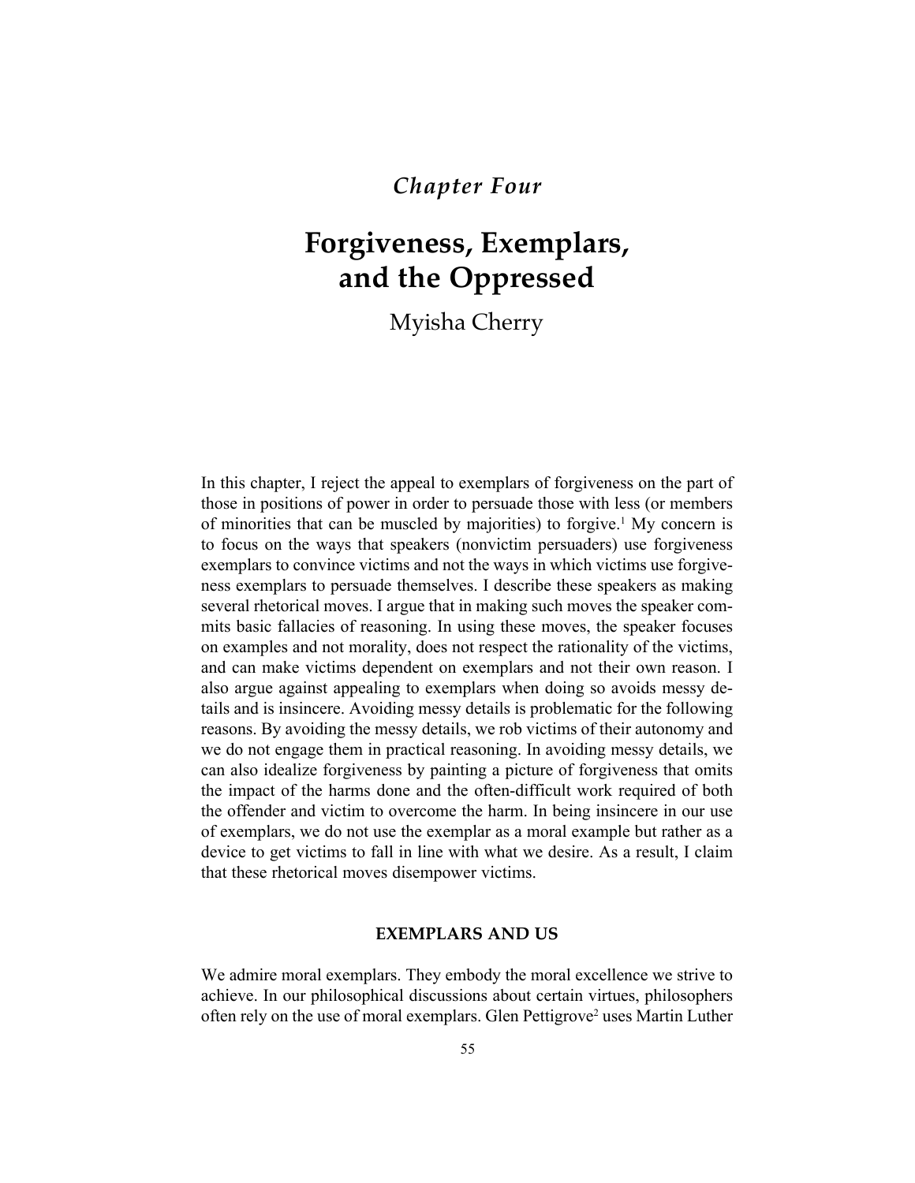*Chapter Four*

# Forgiveness, Exemplars, and the Oppressed

Myisha Cherry

In this chapter, I reject the appeal to exemplars of forgiveness on the part of those in positions of power in order to persuade those with less (or members of minorities that can be muscled by majorities) to forgive.[1] My concern is to focus on the ways that speakers (nonvictim persuaders) use forgiveness exemplars to convince victims and not the ways in which victims use forgiveness exemplars to persuade themselves. I describe these speakers as making several rhetorical moves. I argue that in making such moves the speaker commits basic fallacies of reasoning. In using these moves, the speaker focuses on examples and not morality, does not respect the rationality of the victims, and can make victims dependent on exemplars and not their own reason. I also argue against appealing to exemplars when doing so avoids messy details and is insincere. Avoiding messy details is problematic for the following reasons. By avoiding the messy details, we rob victims of their autonomy and we do not engage them in practical reasoning. In avoiding messy details, we can also idealize forgiveness by painting a picture of forgiveness that omits the impact of the harms done and the often-difficult work required of both the offender and victim to overcome the harm. In being insincere in our use of exemplars, we do not use the exemplar as a moral example but rather as a device to get victims to fall in line with what we desire. As a result, I claim that these rhetorical moves disempower victims.

## EXEMPLARS AND US

We admire moral exemplars. They embody the moral excellence we strive to achieve. In our philosophical discussions about certain virtues, philosophers often rely on the use of moral exemplars. Glen Pettigrove[2] uses Martin Luther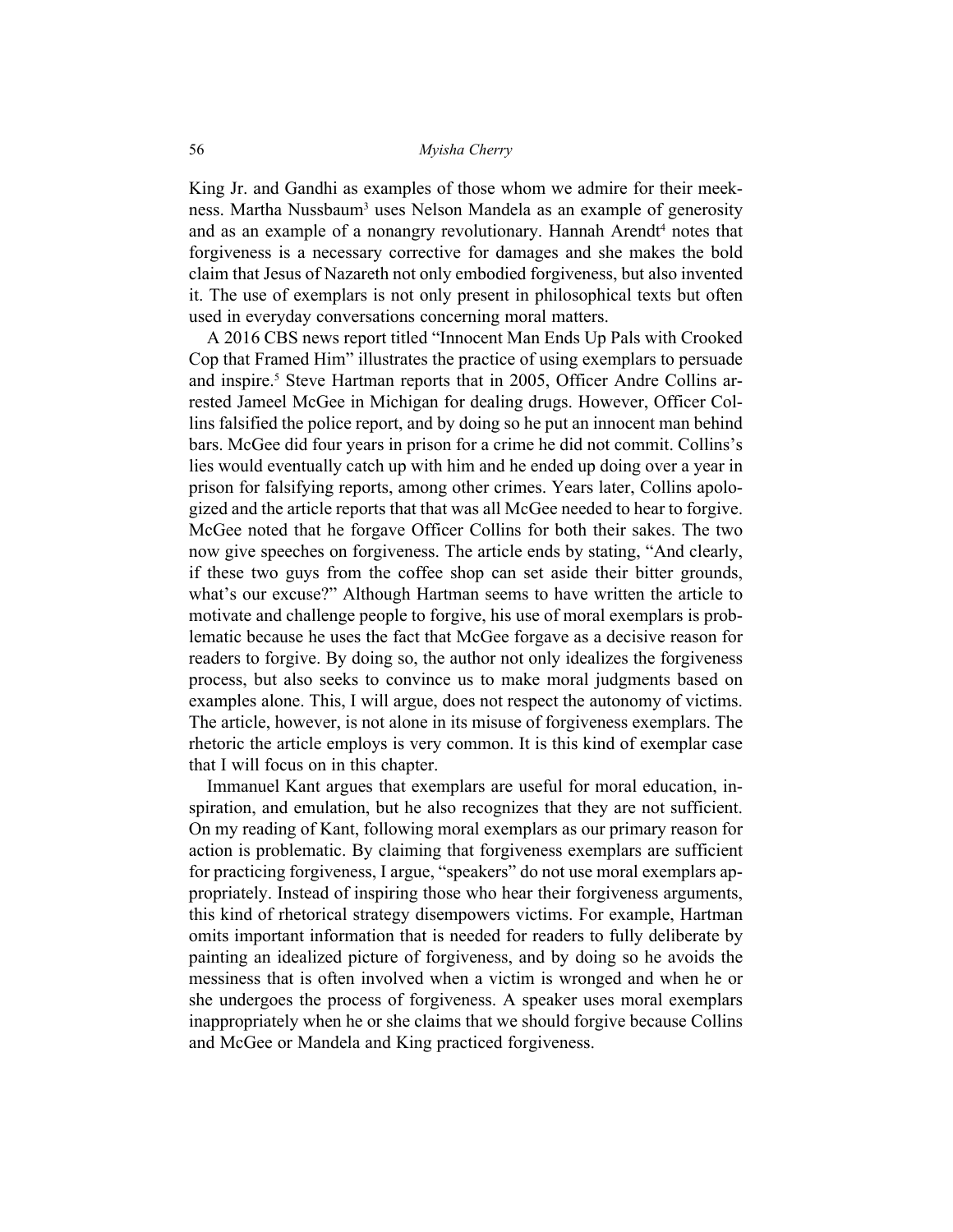King Jr. and Gandhi as examples of those whom we admire for their meekness. Martha Nussbaum[3] uses Nelson Mandela as an example of generosity and as an example of a nonangry revolutionary. Hannah Arendt[4] notes that forgiveness is a necessary corrective for damages and she makes the bold claim that Jesus of Nazareth not only embodied forgiveness, but also invented it. The use of exemplars is not only present in philosophical texts but often used in everyday conversations concerning moral matters.

A 2016 CBS news report titled "Innocent Man Ends Up Pals with Crooked Cop that Framed Him" illustrates the practice of using exemplars to persuade and inspire.[5] Steve Hartman reports that in 2005, Officer Andre Collins arrested Jameel McGee in Michigan for dealing drugs. However, Officer Collins falsified the police report, and by doing so he put an innocent man behind bars. McGee did four years in prison for a crime he did not commit. Collins's lies would eventually catch up with him and he ended up doing over a year in prison for falsifying reports, among other crimes. Years later, Collins apologized and the article reports that that was all McGee needed to hear to forgive. McGee noted that he forgave Officer Collins for both their sakes. The two now give speeches on forgiveness. The article ends by stating, "And clearly, if these two guys from the coffee shop can set aside their bitter grounds, what's our excuse?" Although Hartman seems to have written the article to motivate and challenge people to forgive, his use of moral exemplars is problematic because he uses the fact that McGee forgave as a decisive reason for readers to forgive. By doing so, the author not only idealizes the forgiveness process, but also seeks to convince us to make moral judgments based on examples alone. This, I will argue, does not respect the autonomy of victims. The article, however, is not alone in its misuse of forgiveness exemplars. The rhetoric the article employs is very common. It is this kind of exemplar case that I will focus on in this chapter.

Immanuel Kant argues that exemplars are useful for moral education, inspiration, and emulation, but he also recognizes that they are not sufficient. On my reading of Kant, following moral exemplars as our primary reason for action is problematic. By claiming that forgiveness exemplars are sufficient for practicing forgiveness, I argue, "speakers" do not use moral exemplars appropriately. Instead of inspiring those who hear their forgiveness arguments, this kind of rhetorical strategy disempowers victims. For example, Hartman omits important information that is needed for readers to fully deliberate by painting an idealized picture of forgiveness, and by doing so he avoids the messiness that is often involved when a victim is wronged and when he or she undergoes the process of forgiveness. A speaker uses moral exemplars inappropriately when he or she claims that we should forgive because Collins and McGee or Mandela and King practiced forgiveness.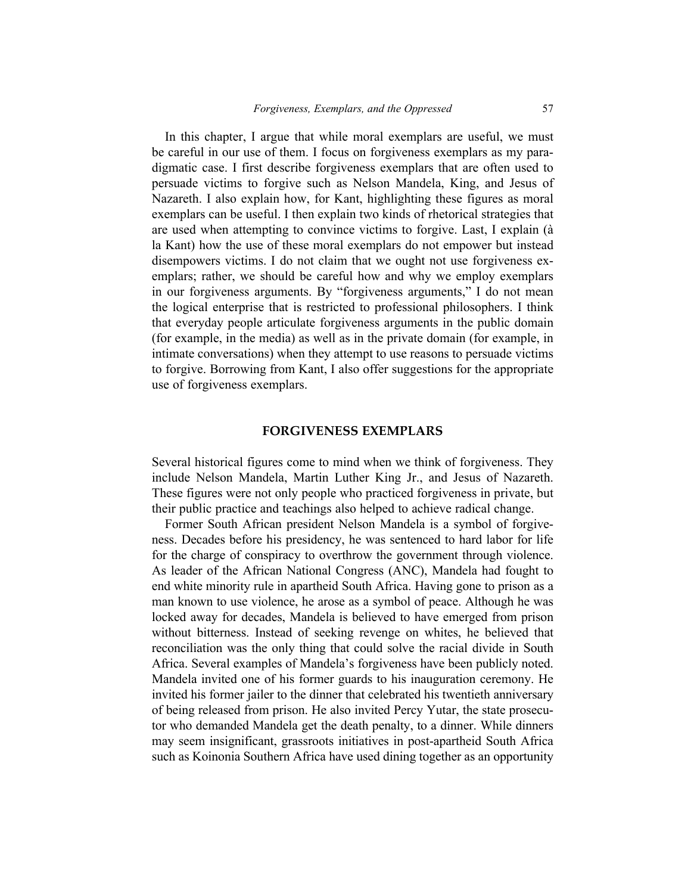In this chapter, I argue that while moral exemplars are useful, we must be careful in our use of them. I focus on forgiveness exemplars as my paradigmatic case. I first describe forgiveness exemplars that are often used to persuade victims to forgive such as Nelson Mandela, King, and Jesus of Nazareth. I also explain how, for Kant, highlighting these figures as moral exemplars can be useful. I then explain two kinds of rhetorical strategies that are used when attempting to convince victims to forgive. Last, I explain (à la Kant) how the use of these moral exemplars do not empower but instead disempowers victims. I do not claim that we ought not use forgiveness exemplars; rather, we should be careful how and why we employ exemplars in our forgiveness arguments. By "forgiveness arguments," I do not mean the logical enterprise that is restricted to professional philosophers. I think that everyday people articulate forgiveness arguments in the public domain (for example, in the media) as well as in the private domain (for example, in intimate conversations) when they attempt to use reasons to persuade victims to forgive. Borrowing from Kant, I also offer suggestions for the appropriate use of forgiveness exemplars.

## FORGIVENESS EXEMPLARS

Several historical figures come to mind when we think of forgiveness. They include Nelson Mandela, Martin Luther King Jr., and Jesus of Nazareth. These figures were not only people who practiced forgiveness in private, but their public practice and teachings also helped to achieve radical change.

Former South African president Nelson Mandela is a symbol of forgiveness. Decades before his presidency, he was sentenced to hard labor for life for the charge of conspiracy to overthrow the government through violence. As leader of the African National Congress (ANC), Mandela had fought to end white minority rule in apartheid South Africa. Having gone to prison as a man known to use violence, he arose as a symbol of peace. Although he was locked away for decades, Mandela is believed to have emerged from prison without bitterness. Instead of seeking revenge on whites, he believed that reconciliation was the only thing that could solve the racial divide in South Africa. Several examples of Mandela's forgiveness have been publicly noted. Mandela invited one of his former guards to his inauguration ceremony. He invited his former jailer to the dinner that celebrated his twentieth anniversary of being released from prison. He also invited Percy Yutar, the state prosecutor who demanded Mandela get the death penalty, to a dinner. While dinners may seem insignificant, grassroots initiatives in post-apartheid South Africa such as Koinonia Southern Africa have used dining together as an opportunity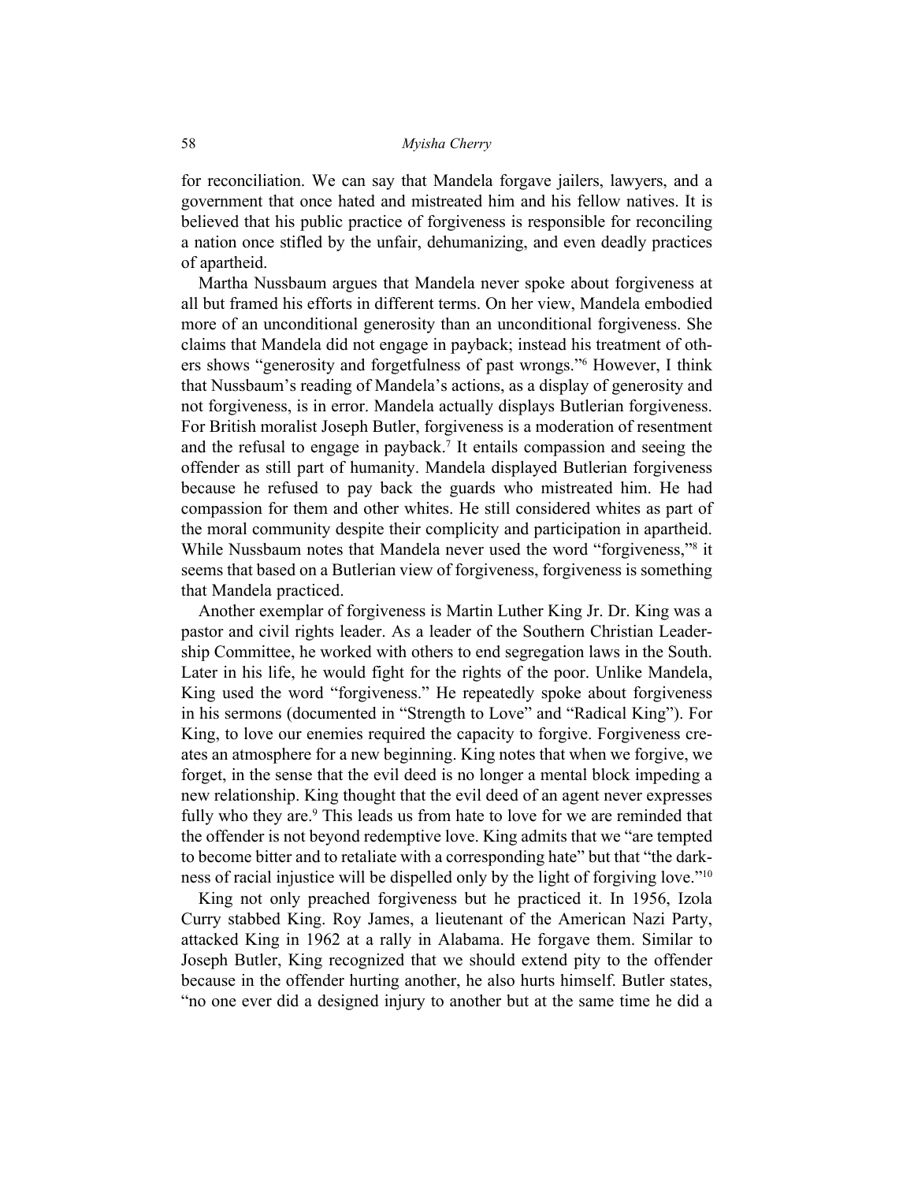for reconciliation. We can say that Mandela forgave jailers, lawyers, and a government that once hated and mistreated him and his fellow natives. It is believed that his public practice of forgiveness is responsible for reconciling a nation once stifled by the unfair, dehumanizing, and even deadly practices of apartheid.

Martha Nussbaum argues that Mandela never spoke about forgiveness at all but framed his efforts in different terms. On her view, Mandela embodied more of an unconditional generosity than an unconditional forgiveness. She claims that Mandela did not engage in payback; instead his treatment of others shows "generosity and forgetfulness of past wrongs."[6] However, I think that Nussbaum's reading of Mandela's actions, as a display of generosity and not forgiveness, is in error. Mandela actually displays Butlerian forgiveness. For British moralist Joseph Butler, forgiveness is a moderation of resentment and the refusal to engage in payback.[7] It entails compassion and seeing the offender as still part of humanity. Mandela displayed Butlerian forgiveness because he refused to pay back the guards who mistreated him. He had compassion for them and other whites. He still considered whites as part of the moral community despite their complicity and participation in apartheid. While Nussbaum notes that Mandela never used the word "forgiveness,"[8] it seems that based on a Butlerian view of forgiveness, forgiveness is something that Mandela practiced.

Another exemplar of forgiveness is Martin Luther King Jr. Dr. King was a pastor and civil rights leader. As a leader of the Southern Christian Leadership Committee, he worked with others to end segregation laws in the South. Later in his life, he would fight for the rights of the poor. Unlike Mandela, King used the word "forgiveness." He repeatedly spoke about forgiveness in his sermons (documented in "Strength to Love" and "Radical King"). For King, to love our enemies required the capacity to forgive. Forgiveness creates an atmosphere for a new beginning. King notes that when we forgive, we forget, in the sense that the evil deed is no longer a mental block impeding a new relationship. King thought that the evil deed of an agent never expresses fully who they are.[9] This leads us from hate to love for we are reminded that the offender is not beyond redemptive love. King admits that we "are tempted to become bitter and to retaliate with a corresponding hate" but that "the darkness of racial injustice will be dispelled only by the light of forgiving love."[10]

King not only preached forgiveness but he practiced it. In 1956, Izola Curry stabbed King. Roy James, a lieutenant of the American Nazi Party, attacked King in 1962 at a rally in Alabama. He forgave them. Similar to Joseph Butler, King recognized that we should extend pity to the offender because in the offender hurting another, he also hurts himself. Butler states, "no one ever did a designed injury to another but at the same time he did a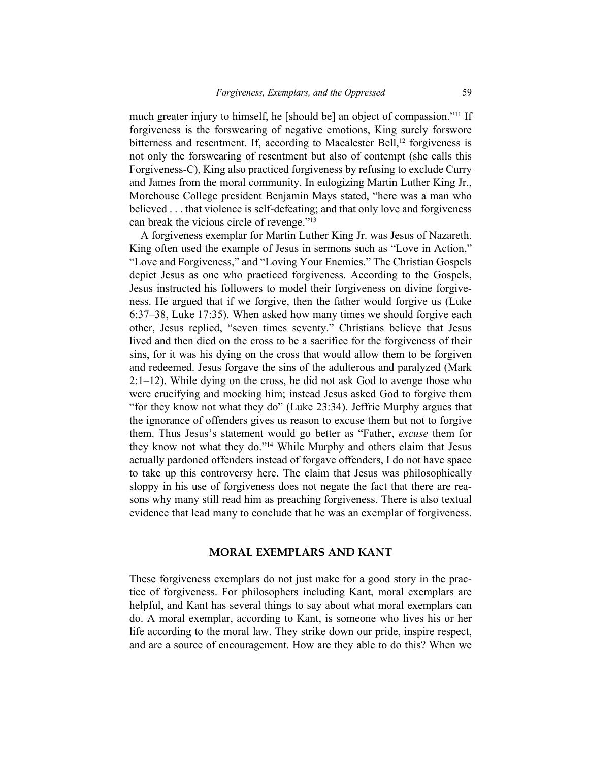much greater injury to himself, he [should be] an object of compassion."[11] If forgiveness is the forswearing of negative emotions, King surely forswore bitterness and resentment. If, according to Macalester Bell,[12] forgiveness is not only the forswearing of resentment but also of contempt (she calls this Forgiveness-C), King also practiced forgiveness by refusing to exclude Curry and James from the moral community. In eulogizing Martin Luther King Jr., Morehouse College president Benjamin Mays stated, "here was a man who believed . . . that violence is self-defeating; and that only love and forgiveness can break the vicious circle of revenge."[13]

A forgiveness exemplar for Martin Luther King Jr. was Jesus of Nazareth. King often used the example of Jesus in sermons such as "Love in Action," "Love and Forgiveness," and "Loving Your Enemies." The Christian Gospels depict Jesus as one who practiced forgiveness. According to the Gospels, Jesus instructed his followers to model their forgiveness on divine forgiveness. He argued that if we forgive, then the father would forgive us (Luke 6:37–38, Luke 17:35). When asked how many times we should forgive each other, Jesus replied, "seven times seventy." Christians believe that Jesus lived and then died on the cross to be a sacrifice for the forgiveness of their sins, for it was his dying on the cross that would allow them to be forgiven and redeemed. Jesus forgave the sins of the adulterous and paralyzed (Mark 2:1–12). While dying on the cross, he did not ask God to avenge those who were crucifying and mocking him; instead Jesus asked God to forgive them "for they know not what they do" (Luke 23:34). Jeffrie Murphy argues that the ignorance of offenders gives us reason to excuse them but not to forgive them. Thus Jesus's statement would go better as "Father, *excuse* them for they know not what they do."[14] While Murphy and others claim that Jesus actually pardoned offenders instead of forgave offenders, I do not have space to take up this controversy here. The claim that Jesus was philosophically sloppy in his use of forgiveness does not negate the fact that there are reasons why many still read him as preaching forgiveness. There is also textual evidence that lead many to conclude that he was an exemplar of forgiveness.

## MORAL EXEMPLARS AND KANT

These forgiveness exemplars do not just make for a good story in the practice of forgiveness. For philosophers including Kant, moral exemplars are helpful, and Kant has several things to say about what moral exemplars can do. A moral exemplar, according to Kant, is someone who lives his or her life according to the moral law. They strike down our pride, inspire respect, and are a source of encouragement. How are they able to do this? When we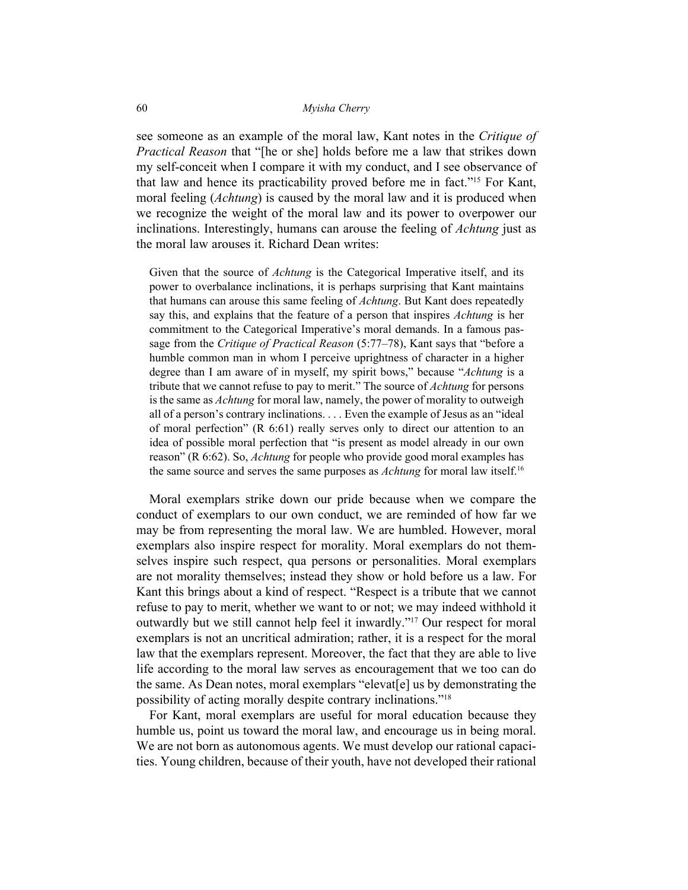see someone as an example of the moral law, Kant notes in the *Critique of Practical Reason* that "[he or she] holds before me a law that strikes down my self-conceit when I compare it with my conduct, and I see observance of that law and hence its practicability proved before me in fact."[15] For Kant, moral feeling (*Achtung*) is caused by the moral law and it is produced when we recognize the weight of the moral law and its power to overpower our inclinations. Interestingly, humans can arouse the feeling of *Achtung* just as the moral law arouses it. Richard Dean writes:

> Given that the source of *Achtung* is the Categorical Imperative itself, and its power to overbalance inclinations, it is perhaps surprising that Kant maintains that humans can arouse this same feeling of *Achtung*. But Kant does repeatedly say this, and explains that the feature of a person that inspires *Achtung* is her commitment to the Categorical Imperative's moral demands. In a famous passage from the *Critique of Practical Reason* (5:77–78), Kant says that "before a humble common man in whom I perceive uprightness of character in a higher degree than I am aware of in myself, my spirit bows," because "*Achtung* is a tribute that we cannot refuse to pay to merit." The source of *Achtung* for persons is the same as *Achtung* for moral law, namely, the power of morality to outweigh all of a person's contrary inclinations. . . . Even the example of Jesus as an "ideal of moral perfection" (R 6:61) really serves only to direct our attention to an idea of possible moral perfection that "is present as model already in our own reason" (R 6:62). So, *Achtung* for people who provide good moral examples has the same source and serves the same purposes as *Achtung* for moral law itself.[16]

Moral exemplars strike down our pride because when we compare the conduct of exemplars to our own conduct, we are reminded of how far we may be from representing the moral law. We are humbled. However, moral exemplars also inspire respect for morality. Moral exemplars do not themselves inspire such respect, qua persons or personalities. Moral exemplars are not morality themselves; instead they show or hold before us a law. For Kant this brings about a kind of respect. "Respect is a tribute that we cannot refuse to pay to merit, whether we want to or not; we may indeed withhold it outwardly but we still cannot help feel it inwardly."[17] Our respect for moral exemplars is not an uncritical admiration; rather, it is a respect for the moral law that the exemplars represent. Moreover, the fact that they are able to live life according to the moral law serves as encouragement that we too can do the same. As Dean notes, moral exemplars "elevat[e] us by demonstrating the possibility of acting morally despite contrary inclinations."[18]

For Kant, moral exemplars are useful for moral education because they humble us, point us toward the moral law, and encourage us in being moral. We are not born as autonomous agents. We must develop our rational capacities. Young children, because of their youth, have not developed their rational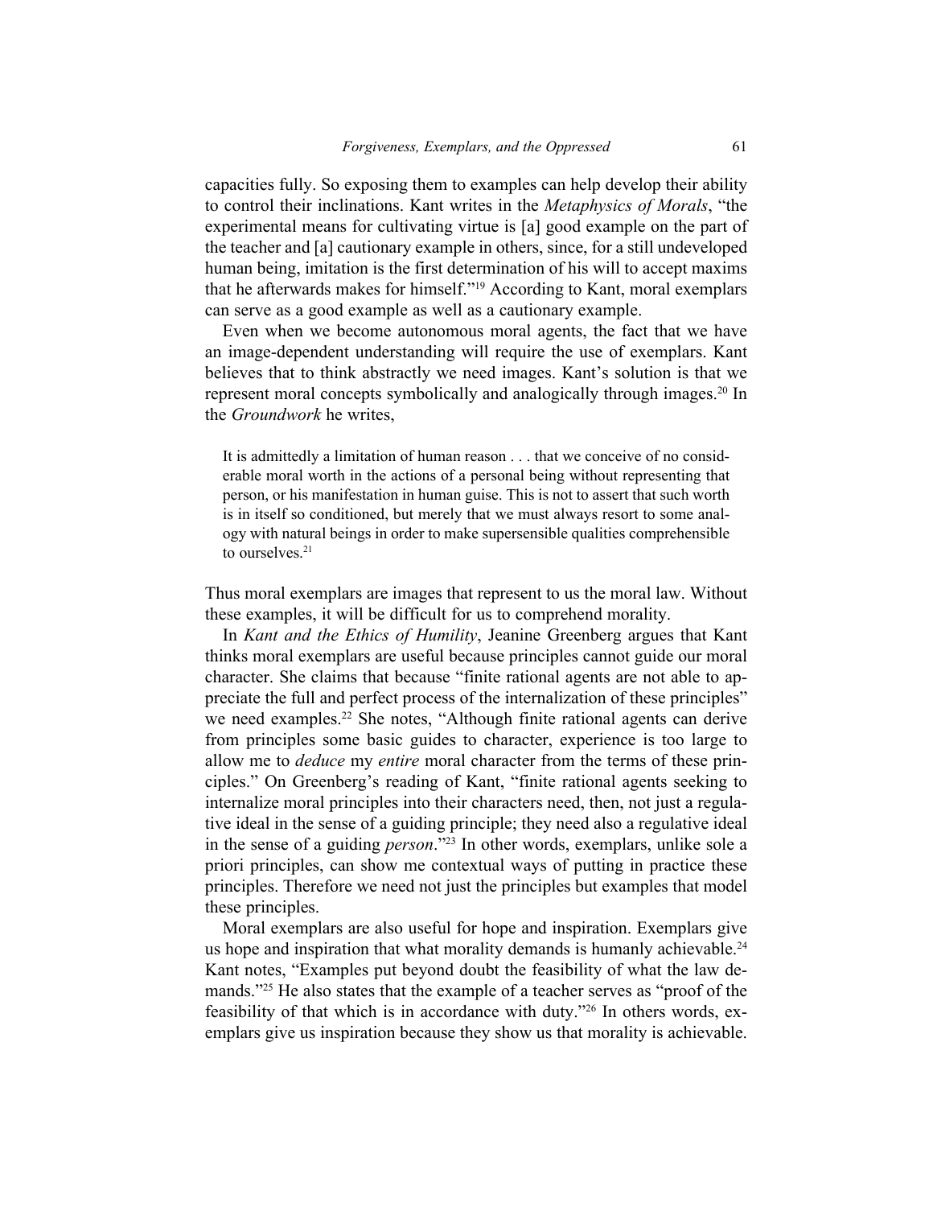capacities fully. So exposing them to examples can help develop their ability to control their inclinations. Kant writes in the *Metaphysics of Morals*, "the experimental means for cultivating virtue is [a] good example on the part of the teacher and [a] cautionary example in others, since, for a still undeveloped human being, imitation is the first determination of his will to accept maxims that he afterwards makes for himself."[19] According to Kant, moral exemplars can serve as a good example as well as a cautionary example.

Even when we become autonomous moral agents, the fact that we have an image-dependent understanding will require the use of exemplars. Kant believes that to think abstractly we need images. Kant's solution is that we represent moral concepts symbolically and analogically through images.[20] In the *Groundwork* he writes,

> It is admittedly a limitation of human reason . . . that we conceive of no considerable moral worth in the actions of a personal being without representing that person, or his manifestation in human guise. This is not to assert that such worth is in itself so conditioned, but merely that we must always resort to some analogy with natural beings in order to make supersensible qualities comprehensible to ourselves.[21]

Thus moral exemplars are images that represent to us the moral law. Without these examples, it will be difficult for us to comprehend morality.

In *Kant and the Ethics of Humility*, Jeanine Greenberg argues that Kant thinks moral exemplars are useful because principles cannot guide our moral character. She claims that because "finite rational agents are not able to appreciate the full and perfect process of the internalization of these principles" we need examples.[22] She notes, "Although finite rational agents can derive from principles some basic guides to character, experience is too large to allow me to *deduce* my *entire* moral character from the terms of these principles." On Greenberg's reading of Kant, "finite rational agents seeking to internalize moral principles into their characters need, then, not just a regulative ideal in the sense of a guiding principle; they need also a regulative ideal in the sense of a guiding *person*."[23] In other words, exemplars, unlike sole a priori principles, can show me contextual ways of putting in practice these principles. Therefore we need not just the principles but examples that model these principles.

Moral exemplars are also useful for hope and inspiration. Exemplars give us hope and inspiration that what morality demands is humanly achievable.[24] Kant notes, "Examples put beyond doubt the feasibility of what the law demands."[25] He also states that the example of a teacher serves as "proof of the feasibility of that which is in accordance with duty."[26] In others words, exemplars give us inspiration because they show us that morality is achievable.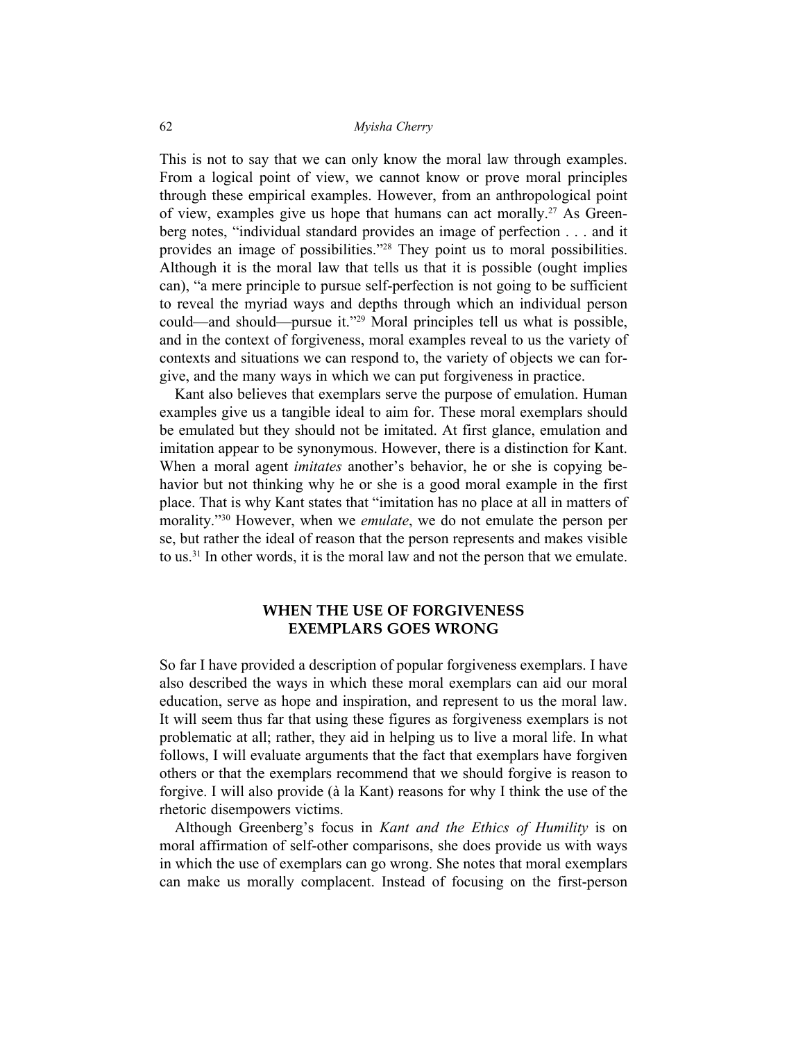This is not to say that we can only know the moral law through examples. From a logical point of view, we cannot know or prove moral principles through these empirical examples. However, from an anthropological point of view, examples give us hope that humans can act morally.[27] As Greenberg notes, "individual standard provides an image of perfection . . . and it provides an image of possibilities."[28] They point us to moral possibilities. Although it is the moral law that tells us that it is possible (ought implies can), "a mere principle to pursue self-perfection is not going to be sufficient to reveal the myriad ways and depths through which an individual person could—and should—pursue it."[29] Moral principles tell us what is possible, and in the context of forgiveness, moral examples reveal to us the variety of contexts and situations we can respond to, the variety of objects we can forgive, and the many ways in which we can put forgiveness in practice.

Kant also believes that exemplars serve the purpose of emulation. Human examples give us a tangible ideal to aim for. These moral exemplars should be emulated but they should not be imitated. At first glance, emulation and imitation appear to be synonymous. However, there is a distinction for Kant. When a moral agent *imitates* another's behavior, he or she is copying behavior but not thinking why he or she is a good moral example in the first place. That is why Kant states that "imitation has no place at all in matters of morality."[30] However, when we *emulate*, we do not emulate the person per se, but rather the ideal of reason that the person represents and makes visible to us.[31] In other words, it is the moral law and not the person that we emulate.

## WHEN THE USE OF FORGIVENESS EXEMPLARS GOES WRONG

So far I have provided a description of popular forgiveness exemplars. I have also described the ways in which these moral exemplars can aid our moral education, serve as hope and inspiration, and represent to us the moral law. It will seem thus far that using these figures as forgiveness exemplars is not problematic at all; rather, they aid in helping us to live a moral life. In what follows, I will evaluate arguments that the fact that exemplars have forgiven others or that the exemplars recommend that we should forgive is reason to forgive. I will also provide (à la Kant) reasons for why I think the use of the rhetoric disempowers victims.

Although Greenberg's focus in *Kant and the Ethics of Humility* is on moral affirmation of self-other comparisons, she does provide us with ways in which the use of exemplars can go wrong. She notes that moral exemplars can make us morally complacent. Instead of focusing on the first-person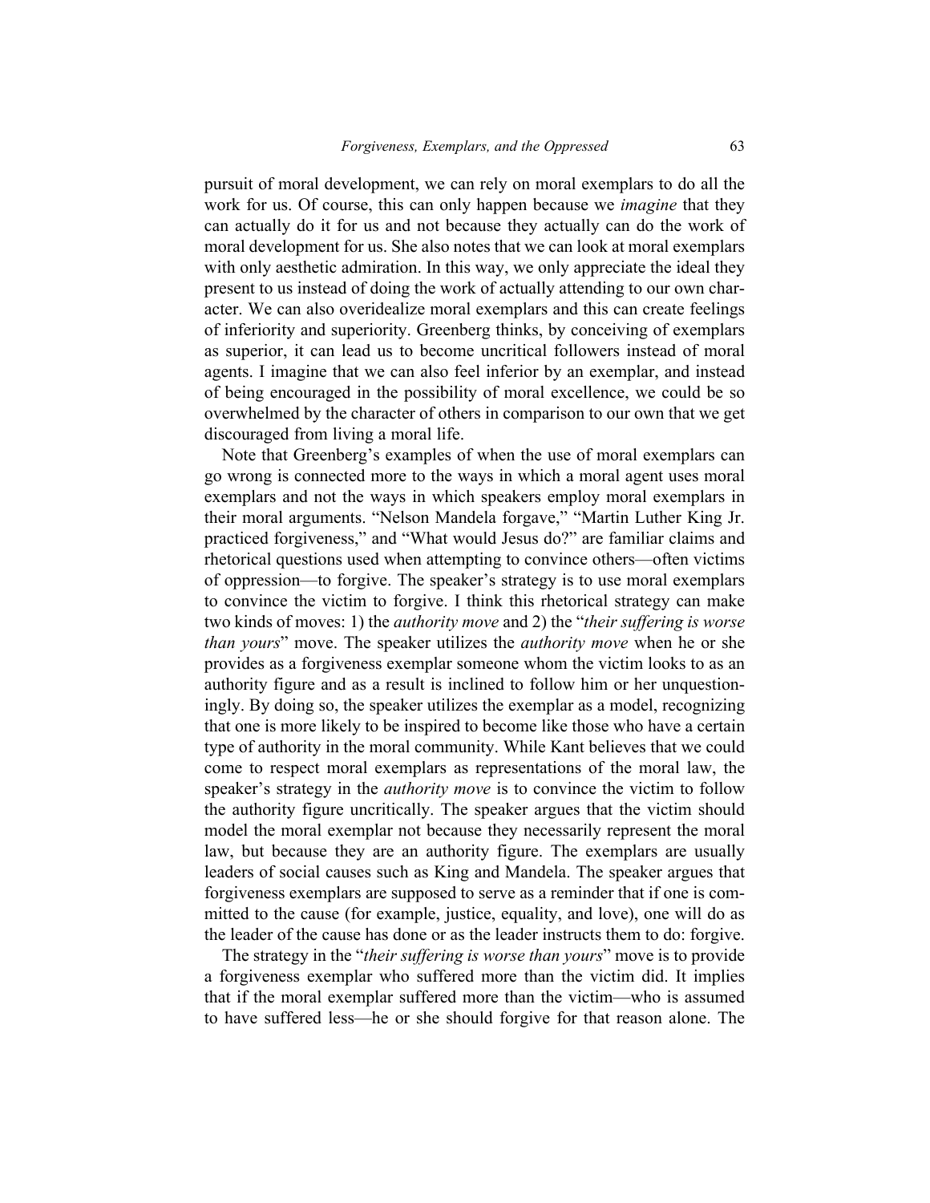pursuit of moral development, we can rely on moral exemplars to do all the work for us. Of course, this can only happen because we *imagine* that they can actually do it for us and not because they actually can do the work of moral development for us. She also notes that we can look at moral exemplars with only aesthetic admiration. In this way, we only appreciate the ideal they present to us instead of doing the work of actually attending to our own character. We can also overidealize moral exemplars and this can create feelings of inferiority and superiority. Greenberg thinks, by conceiving of exemplars as superior, it can lead us to become uncritical followers instead of moral agents. I imagine that we can also feel inferior by an exemplar, and instead of being encouraged in the possibility of moral excellence, we could be so overwhelmed by the character of others in comparison to our own that we get discouraged from living a moral life.

Note that Greenberg's examples of when the use of moral exemplars can go wrong is connected more to the ways in which a moral agent uses moral exemplars and not the ways in which speakers employ moral exemplars in their moral arguments. "Nelson Mandela forgave," "Martin Luther King Jr. practiced forgiveness," and "What would Jesus do?" are familiar claims and rhetorical questions used when attempting to convince others—often victims of oppression—to forgive. The speaker's strategy is to use moral exemplars to convince the victim to forgive. I think this rhetorical strategy can make two kinds of moves: 1) the *authority move* and 2) the "*their suffering is worse than yours*" move. The speaker utilizes the *authority move* when he or she provides as a forgiveness exemplar someone whom the victim looks to as an authority figure and as a result is inclined to follow him or her unquestioningly. By doing so, the speaker utilizes the exemplar as a model, recognizing that one is more likely to be inspired to become like those who have a certain type of authority in the moral community. While Kant believes that we could come to respect moral exemplars as representations of the moral law, the speaker's strategy in the *authority move* is to convince the victim to follow the authority figure uncritically. The speaker argues that the victim should model the moral exemplar not because they necessarily represent the moral law, but because they are an authority figure. The exemplars are usually leaders of social causes such as King and Mandela. The speaker argues that forgiveness exemplars are supposed to serve as a reminder that if one is committed to the cause (for example, justice, equality, and love), one will do as the leader of the cause has done or as the leader instructs them to do: forgive.

The strategy in the "*their suffering is worse than yours*" move is to provide a forgiveness exemplar who suffered more than the victim did. It implies that if the moral exemplar suffered more than the victim—who is assumed to have suffered less—he or she should forgive for that reason alone. The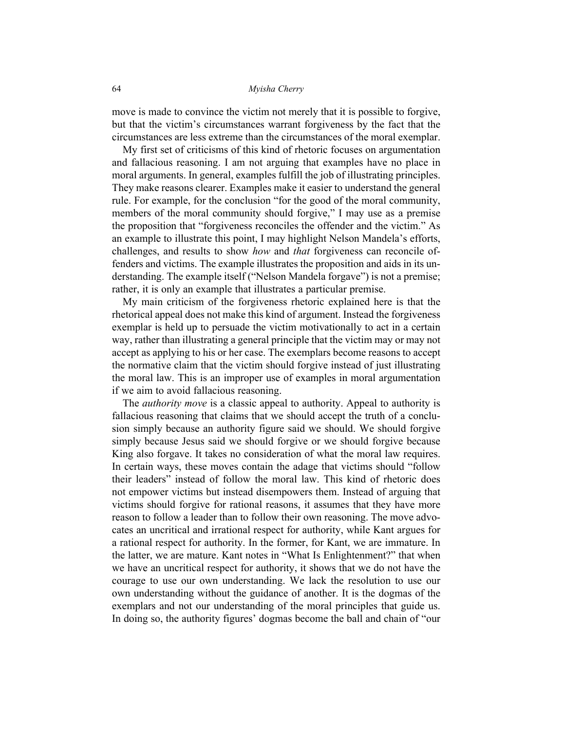move is made to convince the victim not merely that it is possible to forgive, but that the victim's circumstances warrant forgiveness by the fact that the circumstances are less extreme than the circumstances of the moral exemplar.

My first set of criticisms of this kind of rhetoric focuses on argumentation and fallacious reasoning. I am not arguing that examples have no place in moral arguments. In general, examples fulfill the job of illustrating principles. They make reasons clearer. Examples make it easier to understand the general rule. For example, for the conclusion "for the good of the moral community, members of the moral community should forgive," I may use as a premise the proposition that "forgiveness reconciles the offender and the victim." As an example to illustrate this point, I may highlight Nelson Mandela's efforts, challenges, and results to show *how* and *that* forgiveness can reconcile offenders and victims. The example illustrates the proposition and aids in its understanding. The example itself ("Nelson Mandela forgave") is not a premise; rather, it is only an example that illustrates a particular premise.

My main criticism of the forgiveness rhetoric explained here is that the rhetorical appeal does not make this kind of argument. Instead the forgiveness exemplar is held up to persuade the victim motivationally to act in a certain way, rather than illustrating a general principle that the victim may or may not accept as applying to his or her case. The exemplars become reasons to accept the normative claim that the victim should forgive instead of just illustrating the moral law. This is an improper use of examples in moral argumentation if we aim to avoid fallacious reasoning.

The *authority move* is a classic appeal to authority. Appeal to authority is fallacious reasoning that claims that we should accept the truth of a conclusion simply because an authority figure said we should. We should forgive simply because Jesus said we should forgive or we should forgive because King also forgave. It takes no consideration of what the moral law requires. In certain ways, these moves contain the adage that victims should "follow their leaders" instead of follow the moral law. This kind of rhetoric does not empower victims but instead disempowers them. Instead of arguing that victims should forgive for rational reasons, it assumes that they have more reason to follow a leader than to follow their own reasoning. The move advocates an uncritical and irrational respect for authority, while Kant argues for a rational respect for authority. In the former, for Kant, we are immature. In the latter, we are mature. Kant notes in "What Is Enlightenment?" that when we have an uncritical respect for authority, it shows that we do not have the courage to use our own understanding. We lack the resolution to use our own understanding without the guidance of another. It is the dogmas of the exemplars and not our understanding of the moral principles that guide us. In doing so, the authority figures' dogmas become the ball and chain of "our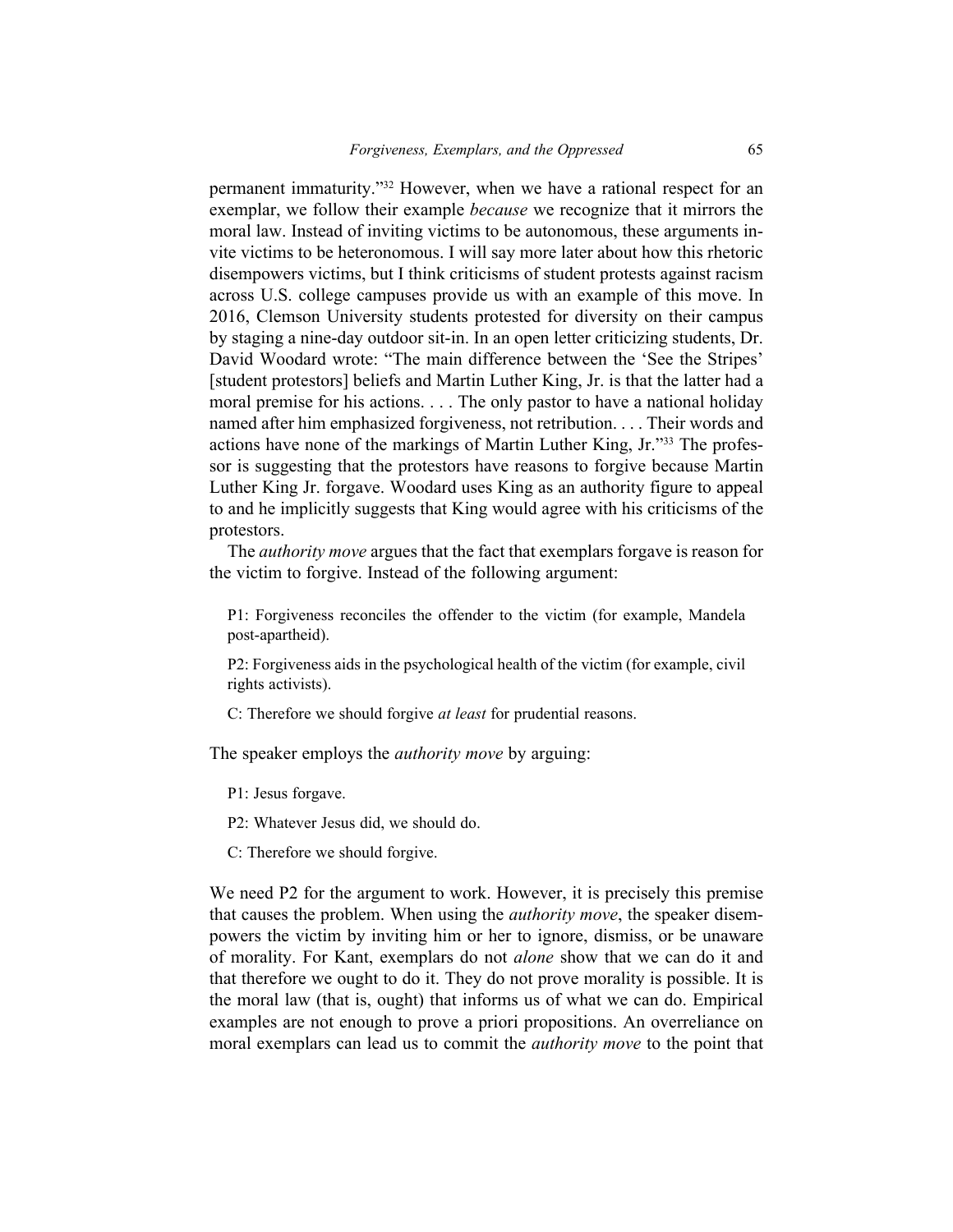permanent immaturity."[32] However, when we have a rational respect for an exemplar, we follow their example *because* we recognize that it mirrors the moral law. Instead of inviting victims to be autonomous, these arguments invite victims to be heteronomous. I will say more later about how this rhetoric disempowers victims, but I think criticisms of student protests against racism across U.S. college campuses provide us with an example of this move. In 2016, Clemson University students protested for diversity on their campus by staging a nine-day outdoor sit-in. In an open letter criticizing students, Dr. David Woodard wrote: "The main difference between the 'See the Stripes' [student protestors] beliefs and Martin Luther King, Jr. is that the latter had a moral premise for his actions. . . . The only pastor to have a national holiday named after him emphasized forgiveness, not retribution. . . . Their words and actions have none of the markings of Martin Luther King, Jr."[33] The professor is suggesting that the protestors have reasons to forgive because Martin Luther King Jr. forgave. Woodard uses King as an authority figure to appeal to and he implicitly suggests that King would agree with his criticisms of the protestors.

The *authority move* argues that the fact that exemplars forgave is reason for the victim to forgive. Instead of the following argument:

> P1: Forgiveness reconciles the offender to the victim (for example, Mandela post-apartheid).
>
> P2: Forgiveness aids in the psychological health of the victim (for example, civil rights activists).
>
> C: Therefore we should forgive *at least* for prudential reasons.

The speaker employs the *authority move* by arguing:

> P1: Jesus forgave.
>
> P2: Whatever Jesus did, we should do.
>
> C: Therefore we should forgive.

We need P2 for the argument to work. However, it is precisely this premise that causes the problem. When using the *authority move*, the speaker disempowers the victim by inviting him or her to ignore, dismiss, or be unaware of morality. For Kant, exemplars do not *alone* show that we can do it and that therefore we ought to do it. They do not prove morality is possible. It is the moral law (that is, ought) that informs us of what we can do. Empirical examples are not enough to prove a priori propositions. An overreliance on moral exemplars can lead us to commit the *authority move* to the point that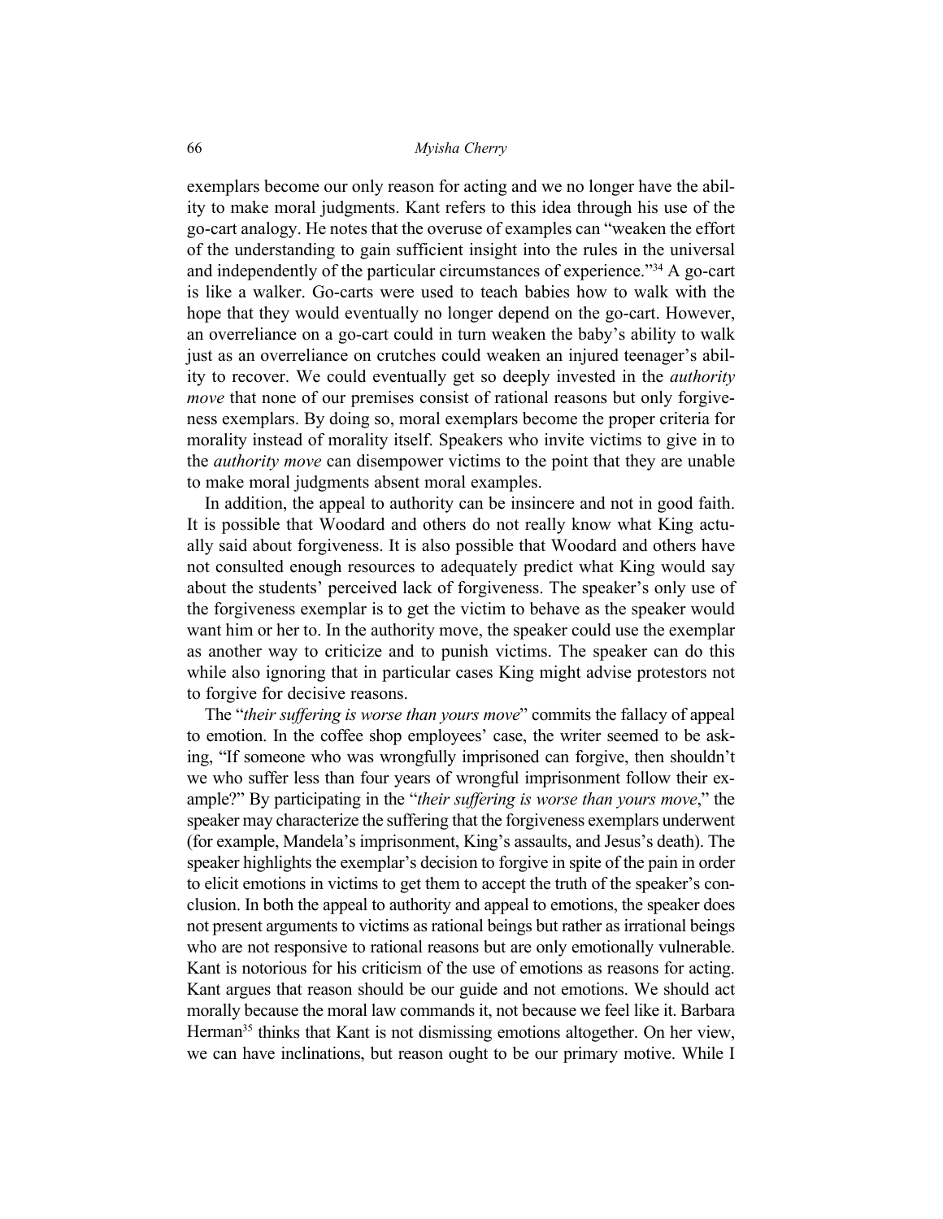exemplars become our only reason for acting and we no longer have the ability to make moral judgments. Kant refers to this idea through his use of the go-cart analogy. He notes that the overuse of examples can "weaken the effort of the understanding to gain sufficient insight into the rules in the universal and independently of the particular circumstances of experience."[34] A go-cart is like a walker. Go-carts were used to teach babies how to walk with the hope that they would eventually no longer depend on the go-cart. However, an overreliance on a go-cart could in turn weaken the baby's ability to walk just as an overreliance on crutches could weaken an injured teenager's ability to recover. We could eventually get so deeply invested in the *authority move* that none of our premises consist of rational reasons but only forgiveness exemplars. By doing so, moral exemplars become the proper criteria for morality instead of morality itself. Speakers who invite victims to give in to the *authority move* can disempower victims to the point that they are unable to make moral judgments absent moral examples.

In addition, the appeal to authority can be insincere and not in good faith. It is possible that Woodard and others do not really know what King actually said about forgiveness. It is also possible that Woodard and others have not consulted enough resources to adequately predict what King would say about the students' perceived lack of forgiveness. The speaker's only use of the forgiveness exemplar is to get the victim to behave as the speaker would want him or her to. In the authority move, the speaker could use the exemplar as another way to criticize and to punish victims. The speaker can do this while also ignoring that in particular cases King might advise protestors not to forgive for decisive reasons.

The "*their suffering is worse than yours move*" commits the fallacy of appeal to emotion. In the coffee shop employees' case, the writer seemed to be asking, "If someone who was wrongfully imprisoned can forgive, then shouldn't we who suffer less than four years of wrongful imprisonment follow their example?" By participating in the "*their suffering is worse than yours move*," the speaker may characterize the suffering that the forgiveness exemplars underwent (for example, Mandela's imprisonment, King's assaults, and Jesus's death). The speaker highlights the exemplar's decision to forgive in spite of the pain in order to elicit emotions in victims to get them to accept the truth of the speaker's conclusion. In both the appeal to authority and appeal to emotions, the speaker does not present arguments to victims as rational beings but rather as irrational beings who are not responsive to rational reasons but are only emotionally vulnerable. Kant is notorious for his criticism of the use of emotions as reasons for acting. Kant argues that reason should be our guide and not emotions. We should act morally because the moral law commands it, not because we feel like it. Barbara Herman[35] thinks that Kant is not dismissing emotions altogether. On her view, we can have inclinations, but reason ought to be our primary motive. While I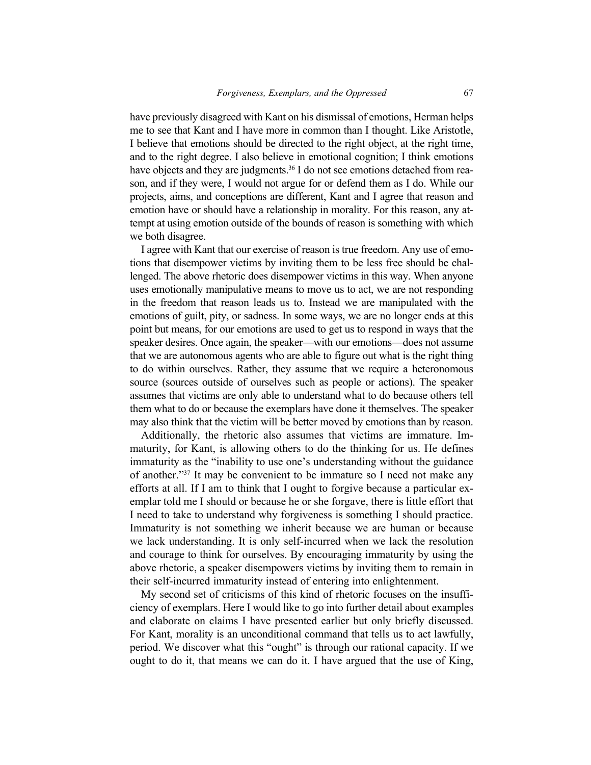have previously disagreed with Kant on his dismissal of emotions, Herman helps me to see that Kant and I have more in common than I thought. Like Aristotle, I believe that emotions should be directed to the right object, at the right time, and to the right degree. I also believe in emotional cognition; I think emotions have objects and they are judgments.[36] I do not see emotions detached from reason, and if they were, I would not argue for or defend them as I do. While our projects, aims, and conceptions are different, Kant and I agree that reason and emotion have or should have a relationship in morality. For this reason, any attempt at using emotion outside of the bounds of reason is something with which we both disagree.

I agree with Kant that our exercise of reason is true freedom. Any use of emotions that disempower victims by inviting them to be less free should be challenged. The above rhetoric does disempower victims in this way. When anyone uses emotionally manipulative means to move us to act, we are not responding in the freedom that reason leads us to. Instead we are manipulated with the emotions of guilt, pity, or sadness. In some ways, we are no longer ends at this point but means, for our emotions are used to get us to respond in ways that the speaker desires. Once again, the speaker—with our emotions—does not assume that we are autonomous agents who are able to figure out what is the right thing to do within ourselves. Rather, they assume that we require a heteronomous source (sources outside of ourselves such as people or actions). The speaker assumes that victims are only able to understand what to do because others tell them what to do or because the exemplars have done it themselves. The speaker may also think that the victim will be better moved by emotions than by reason.

Additionally, the rhetoric also assumes that victims are immature. Immaturity, for Kant, is allowing others to do the thinking for us. He defines immaturity as the "inability to use one's understanding without the guidance of another."[37] It may be convenient to be immature so I need not make any efforts at all. If I am to think that I ought to forgive because a particular exemplar told me I should or because he or she forgave, there is little effort that I need to take to understand why forgiveness is something I should practice. Immaturity is not something we inherit because we are human or because we lack understanding. It is only self-incurred when we lack the resolution and courage to think for ourselves. By encouraging immaturity by using the above rhetoric, a speaker disempowers victims by inviting them to remain in their self-incurred immaturity instead of entering into enlightenment.

My second set of criticisms of this kind of rhetoric focuses on the insufficiency of exemplars. Here I would like to go into further detail about examples and elaborate on claims I have presented earlier but only briefly discussed. For Kant, morality is an unconditional command that tells us to act lawfully, period. We discover what this "ought" is through our rational capacity. If we ought to do it, that means we can do it. I have argued that the use of King,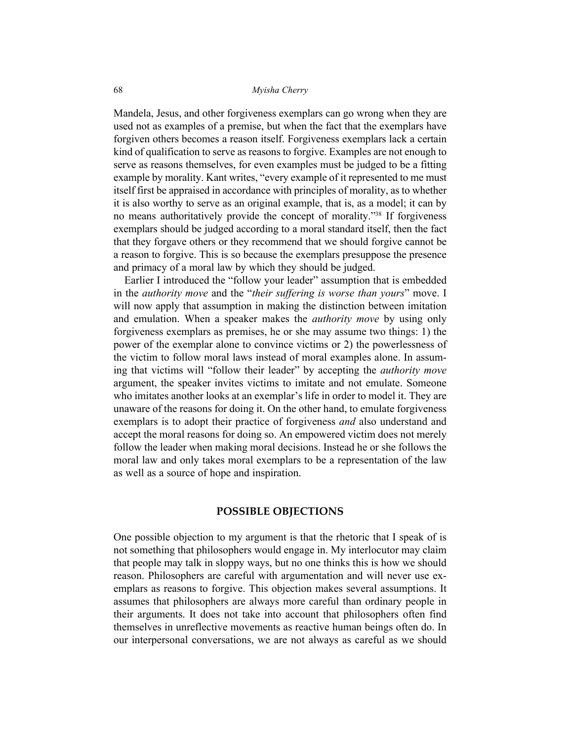Mandela, Jesus, and other forgiveness exemplars can go wrong when they are used not as examples of a premise, but when the fact that the exemplars have forgiven others becomes a reason itself. Forgiveness exemplars lack a certain kind of qualification to serve as reasons to forgive. Examples are not enough to serve as reasons themselves, for even examples must be judged to be a fitting example by morality. Kant writes, "every example of it represented to me must itself first be appraised in accordance with principles of morality, as to whether it is also worthy to serve as an original example, that is, as a model; it can by no means authoritatively provide the concept of morality."[38] If forgiveness exemplars should be judged according to a moral standard itself, then the fact that they forgave others or they recommend that we should forgive cannot be a reason to forgive. This is so because the exemplars presuppose the presence and primacy of a moral law by which they should be judged.

Earlier I introduced the "follow your leader" assumption that is embedded in the *authority move* and the "*their suffering is worse than yours*" move. I will now apply that assumption in making the distinction between imitation and emulation. When a speaker makes the *authority move* by using only forgiveness exemplars as premises, he or she may assume two things: 1) the power of the exemplar alone to convince victims or 2) the powerlessness of the victim to follow moral laws instead of moral examples alone. In assuming that victims will "follow their leader" by accepting the *authority move* argument, the speaker invites victims to imitate and not emulate. Someone who imitates another looks at an exemplar's life in order to model it. They are unaware of the reasons for doing it. On the other hand, to emulate forgiveness exemplars is to adopt their practice of forgiveness *and* also understand and accept the moral reasons for doing so. An empowered victim does not merely follow the leader when making moral decisions. Instead he or she follows the moral law and only takes moral exemplars to be a representation of the law as well as a source of hope and inspiration.

## POSSIBLE OBJECTIONS

One possible objection to my argument is that the rhetoric that I speak of is not something that philosophers would engage in. My interlocutor may claim that people may talk in sloppy ways, but no one thinks this is how we should reason. Philosophers are careful with argumentation and will never use exemplars as reasons to forgive. This objection makes several assumptions. It assumes that philosophers are always more careful than ordinary people in their arguments. It does not take into account that philosophers often find themselves in unreflective movements as reactive human beings often do. In our interpersonal conversations, we are not always as careful as we should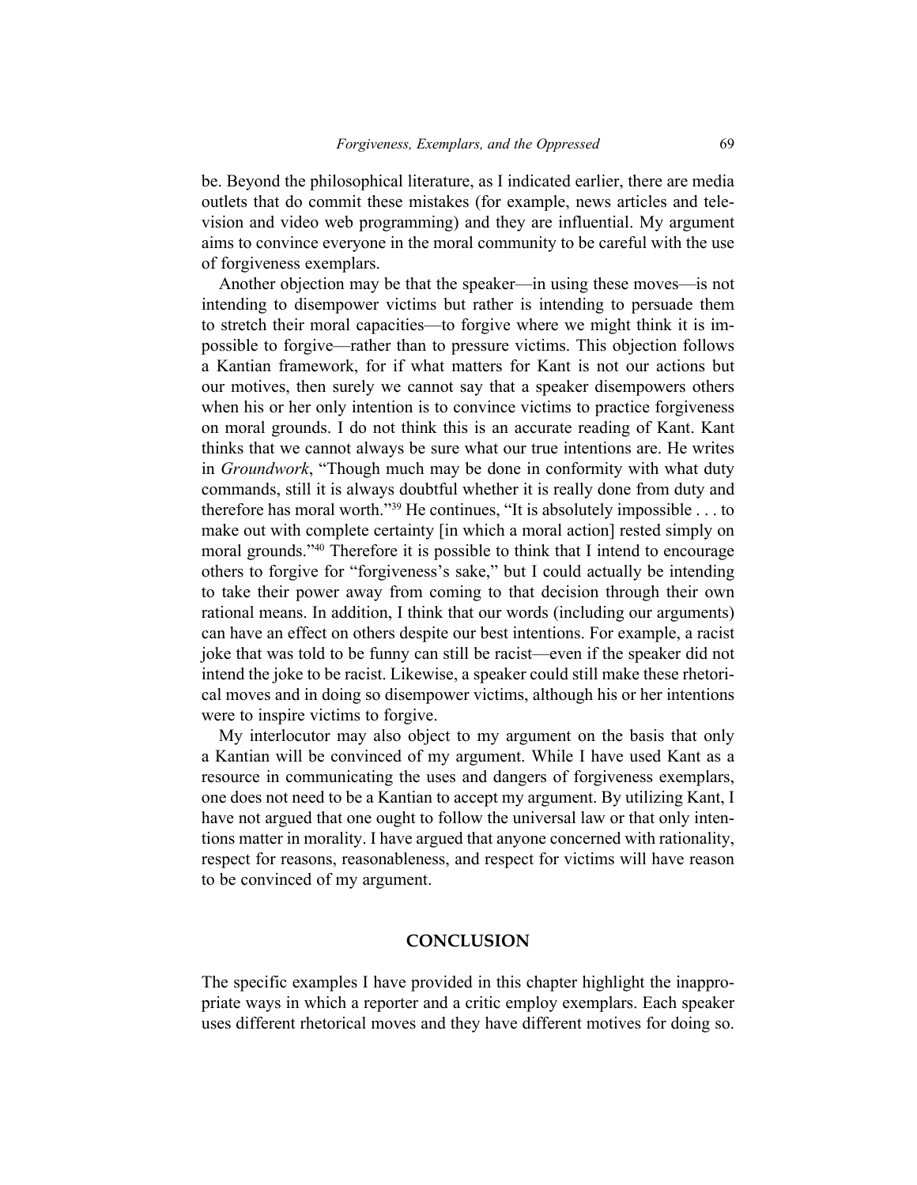be. Beyond the philosophical literature, as I indicated earlier, there are media outlets that do commit these mistakes (for example, news articles and television and video web programming) and they are influential. My argument aims to convince everyone in the moral community to be careful with the use of forgiveness exemplars.

Another objection may be that the speaker—in using these moves—is not intending to disempower victims but rather is intending to persuade them to stretch their moral capacities—to forgive where we might think it is impossible to forgive—rather than to pressure victims. This objection follows a Kantian framework, for if what matters for Kant is not our actions but our motives, then surely we cannot say that a speaker disempowers others when his or her only intention is to convince victims to practice forgiveness on moral grounds. I do not think this is an accurate reading of Kant. Kant thinks that we cannot always be sure what our true intentions are. He writes in *Groundwork*, "Though much may be done in conformity with what duty commands, still it is always doubtful whether it is really done from duty and therefore has moral worth."[39] He continues, "It is absolutely impossible . . . to make out with complete certainty [in which a moral action] rested simply on moral grounds."[40] Therefore it is possible to think that I intend to encourage others to forgive for "forgiveness's sake," but I could actually be intending to take their power away from coming to that decision through their own rational means. In addition, I think that our words (including our arguments) can have an effect on others despite our best intentions. For example, a racist joke that was told to be funny can still be racist—even if the speaker did not intend the joke to be racist. Likewise, a speaker could still make these rhetorical moves and in doing so disempower victims, although his or her intentions were to inspire victims to forgive.

My interlocutor may also object to my argument on the basis that only a Kantian will be convinced of my argument. While I have used Kant as a resource in communicating the uses and dangers of forgiveness exemplars, one does not need to be a Kantian to accept my argument. By utilizing Kant, I have not argued that one ought to follow the universal law or that only intentions matter in morality. I have argued that anyone concerned with rationality, respect for reasons, reasonableness, and respect for victims will have reason to be convinced of my argument.

## CONCLUSION

The specific examples I have provided in this chapter highlight the inappropriate ways in which a reporter and a critic employ exemplars. Each speaker uses different rhetorical moves and they have different motives for doing so.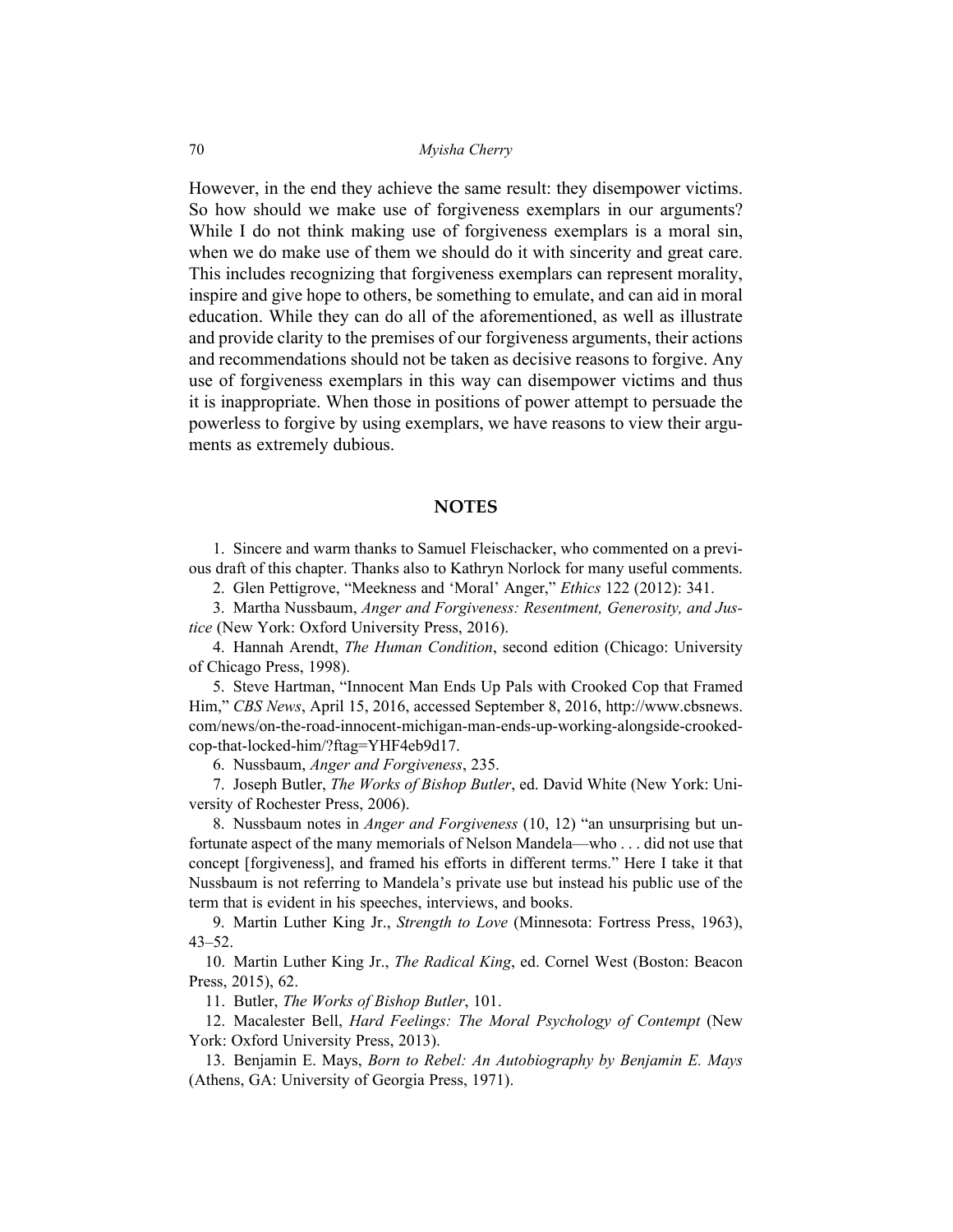However, in the end they achieve the same result: they disempower victims. So how should we make use of forgiveness exemplars in our arguments? While I do not think making use of forgiveness exemplars is a moral sin, when we do make use of them we should do it with sincerity and great care. This includes recognizing that forgiveness exemplars can represent morality, inspire and give hope to others, be something to emulate, and can aid in moral education. While they can do all of the aforementioned, as well as illustrate and provide clarity to the premises of our forgiveness arguments, their actions and recommendations should not be taken as decisive reasons to forgive. Any use of forgiveness exemplars in this way can disempower victims and thus it is inappropriate. When those in positions of power attempt to persuade the powerless to forgive by using exemplars, we have reasons to view their arguments as extremely dubious.

## NOTES

1. Sincere and warm thanks to Samuel Fleischacker, who commented on a previous draft of this chapter. Thanks also to Kathryn Norlock for many useful comments.

2. Glen Pettigrove, "Meekness and 'Moral' Anger," *Ethics* 122 (2012): 341.

3. Martha Nussbaum, *Anger and Forgiveness: Resentment, Generosity, and Justice* (New York: Oxford University Press, 2016).

4. Hannah Arendt, *The Human Condition*, second edition (Chicago: University of Chicago Press, 1998).

5. Steve Hartman, "Innocent Man Ends Up Pals with Crooked Cop that Framed Him," *CBS News*, April 15, 2016, accessed September 8, 2016, http://www.cbsnews.com/news/on-the-road-innocent-michigan-man-ends-up-working-alongside-crooked-cop-that-locked-him/?ftag=YHF4eb9d17.

6. Nussbaum, *Anger and Forgiveness*, 235.

7. Joseph Butler, *The Works of Bishop Butler*, ed. David White (New York: University of Rochester Press, 2006).

8. Nussbaum notes in *Anger and Forgiveness* (10, 12) "an unsurprising but unfortunate aspect of the many memorials of Nelson Mandela—who . . . did not use that concept [forgiveness], and framed his efforts in different terms." Here I take it that Nussbaum is not referring to Mandela's private use but instead his public use of the term that is evident in his speeches, interviews, and books.

9. Martin Luther King Jr., *Strength to Love* (Minnesota: Fortress Press, 1963), 43–52.

10. Martin Luther King Jr., *The Radical King*, ed. Cornel West (Boston: Beacon Press, 2015), 62.

11. Butler, *The Works of Bishop Butler*, 101.

12. Macalester Bell, *Hard Feelings: The Moral Psychology of Contempt* (New York: Oxford University Press, 2013).

13. Benjamin E. Mays, *Born to Rebel: An Autobiography by Benjamin E. Mays* (Athens, GA: University of Georgia Press, 1971).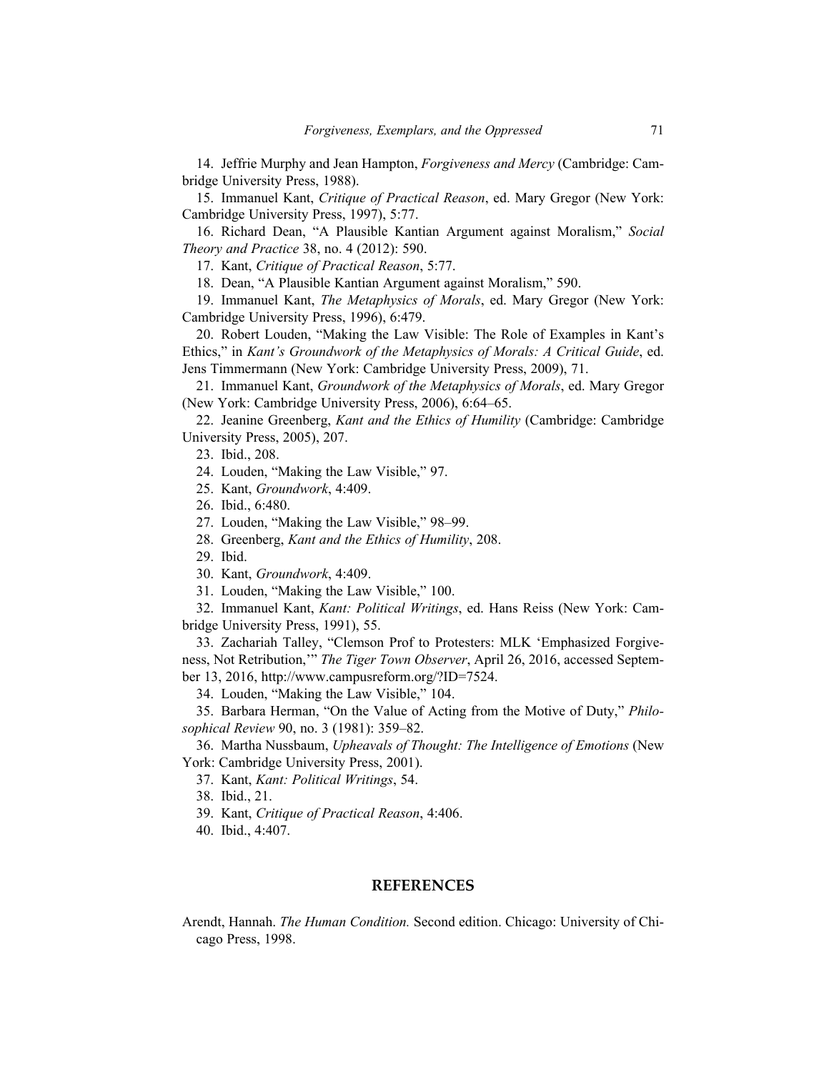14. Jeffrie Murphy and Jean Hampton, *Forgiveness and Mercy* (Cambridge: Cambridge University Press, 1988).

15. Immanuel Kant, *Critique of Practical Reason*, ed. Mary Gregor (New York: Cambridge University Press, 1997), 5:77.

16. Richard Dean, "A Plausible Kantian Argument against Moralism," *Social Theory and Practice* 38, no. 4 (2012): 590.

17. Kant, *Critique of Practical Reason*, 5:77.

18. Dean, "A Plausible Kantian Argument against Moralism," 590.

19. Immanuel Kant, *The Metaphysics of Morals*, ed. Mary Gregor (New York: Cambridge University Press, 1996), 6:479.

20. Robert Louden, "Making the Law Visible: The Role of Examples in Kant's Ethics," in *Kant's Groundwork of the Metaphysics of Morals: A Critical Guide*, ed. Jens Timmermann (New York: Cambridge University Press, 2009), 71.

21. Immanuel Kant, *Groundwork of the Metaphysics of Morals*, ed. Mary Gregor (New York: Cambridge University Press, 2006), 6:64–65.

22. Jeanine Greenberg, *Kant and the Ethics of Humility* (Cambridge: Cambridge University Press, 2005), 207.

23. Ibid., 208.

24. Louden, "Making the Law Visible," 97.

25. Kant, *Groundwork*, 4:409.

26. Ibid., 6:480.

27. Louden, "Making the Law Visible," 98–99.

28. Greenberg, *Kant and the Ethics of Humility*, 208.

29. Ibid.

30. Kant, *Groundwork*, 4:409.

31. Louden, "Making the Law Visible," 100.

32. Immanuel Kant, *Kant: Political Writings*, ed. Hans Reiss (New York: Cambridge University Press, 1991), 55.

33. Zachariah Talley, "Clemson Prof to Protesters: MLK 'Emphasized Forgiveness, Not Retribution,'" *The Tiger Town Observer*, April 26, 2016, accessed September 13, 2016, http://www.campusreform.org/?ID=7524.

34. Louden, "Making the Law Visible," 104.

35. Barbara Herman, "On the Value of Acting from the Motive of Duty," *Philosophical Review* 90, no. 3 (1981): 359–82.

36. Martha Nussbaum, *Upheavals of Thought: The Intelligence of Emotions* (New York: Cambridge University Press, 2001).

37. Kant, *Kant: Political Writings*, 54.

38. Ibid., 21.

39. Kant, *Critique of Practical Reason*, 4:406.

40. Ibid., 4:407.

## REFERENCES

Arendt, Hannah. *The Human Condition.* Second edition. Chicago: University of Chicago Press, 1998.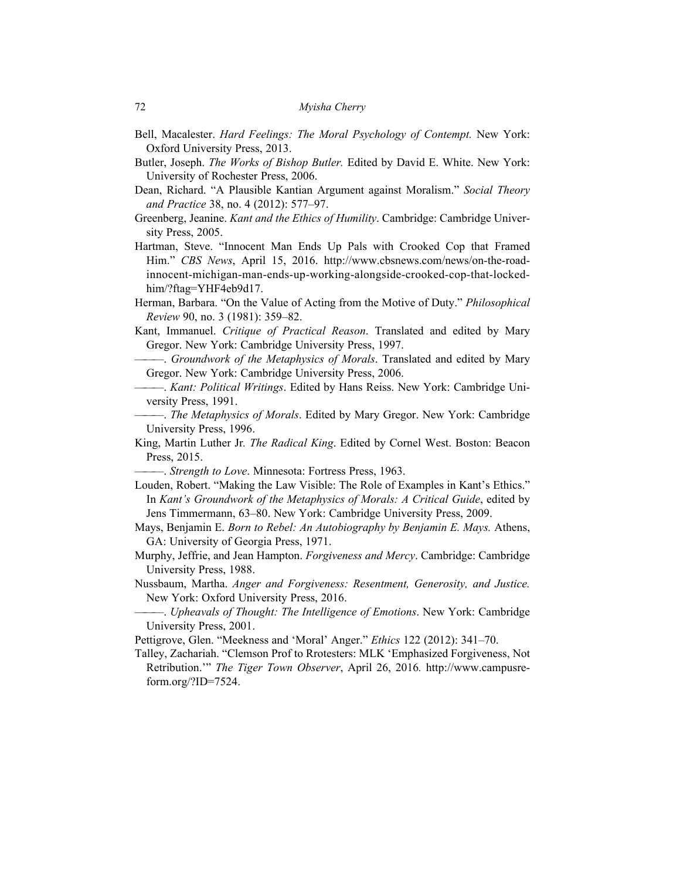Bell, Macalester. *Hard Feelings: The Moral Psychology of Contempt.* New York: Oxford University Press, 2013.

Butler, Joseph. *The Works of Bishop Butler.* Edited by David E. White. New York: University of Rochester Press, 2006.

Dean, Richard. "A Plausible Kantian Argument against Moralism." *Social Theory and Practice* 38, no. 4 (2012): 577–97.

Greenberg, Jeanine. *Kant and the Ethics of Humility*. Cambridge: Cambridge University Press, 2005.

Hartman, Steve. "Innocent Man Ends Up Pals with Crooked Cop that Framed Him." *CBS News*, April 15, 2016. http://www.cbsnews.com/news/on-the-road-innocent-michigan-man-ends-up-working-alongside-crooked-cop-that-locked-him/?ftag=YHF4eb9d17.

Herman, Barbara. "On the Value of Acting from the Motive of Duty." *Philosophical Review* 90, no. 3 (1981): 359–82.

Kant, Immanuel. *Critique of Practical Reason*. Translated and edited by Mary Gregor. New York: Cambridge University Press, 1997.

———. *Groundwork of the Metaphysics of Morals*. Translated and edited by Mary Gregor. New York: Cambridge University Press, 2006.

———. *Kant: Political Writings*. Edited by Hans Reiss. New York: Cambridge University Press, 1991.

———. *The Metaphysics of Morals*. Edited by Mary Gregor. New York: Cambridge University Press, 1996.

King, Martin Luther Jr. *The Radical King*. Edited by Cornel West. Boston: Beacon Press, 2015.

———. *Strength to Love*. Minnesota: Fortress Press, 1963.

Louden, Robert. "Making the Law Visible: The Role of Examples in Kant's Ethics." In *Kant's Groundwork of the Metaphysics of Morals: A Critical Guide*, edited by Jens Timmermann, 63–80. New York: Cambridge University Press, 2009.

Mays, Benjamin E. *Born to Rebel: An Autobiography by Benjamin E. Mays.* Athens, GA: University of Georgia Press, 1971.

Murphy, Jeffrie, and Jean Hampton. *Forgiveness and Mercy*. Cambridge: Cambridge University Press, 1988.

Nussbaum, Martha. *Anger and Forgiveness: Resentment, Generosity, and Justice.* New York: Oxford University Press, 2016.

———. *Upheavals of Thought: The Intelligence of Emotions*. New York: Cambridge University Press, 2001.

Pettigrove, Glen. "Meekness and 'Moral' Anger." *Ethics* 122 (2012): 341–70.

Talley, Zachariah. "Clemson Prof to Rrotesters: MLK 'Emphasized Forgiveness, Not Retribution.'" *The Tiger Town Observer*, April 26, 2016. http://www.campusreform.org/?ID=7524.